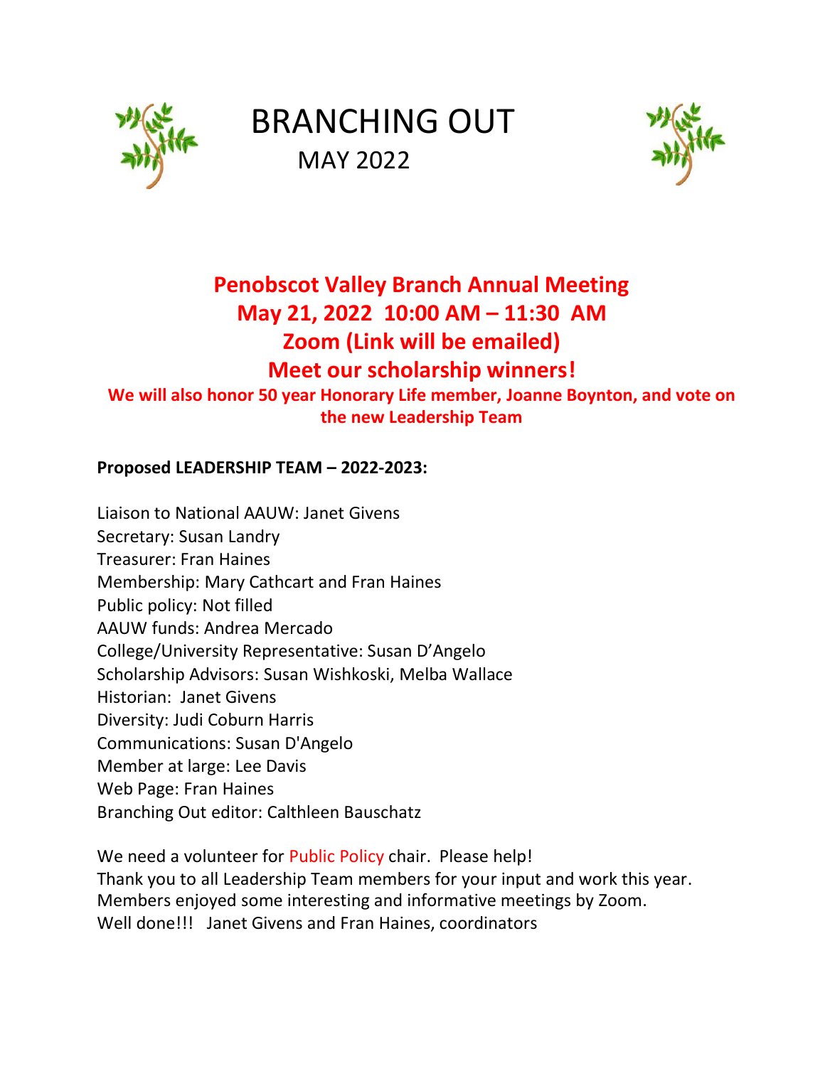# BRANCHING OUT

MAY 2022

## Penobscot Valley Branch Annual Meeting
## May 21, 2022 10:00 AM – 11:30 AM
## Zoom (Link will be emailed)
## Meet our scholarship winners!

**We will also honor 50 year Honorary Life member, Joanne Boynton, and vote on the new Leadership Team**

**Proposed LEADERSHIP TEAM – 2022-2023:**

Liaison to National AAUW: Janet Givens
Secretary: Susan Landry
Treasurer: Fran Haines
Membership: Mary Cathcart and Fran Haines
Public policy: Not filled
AAUW funds: Andrea Mercado
College/University Representative: Susan D'Angelo
Scholarship Advisors: Susan Wishkoski, Melba Wallace
Historian: Janet Givens
Diversity: Judi Coburn Harris
Communications: Susan D'Angelo
Member at large: Lee Davis
Web Page: Fran Haines
Branching Out editor: Calthleen Bauschatz

We need a volunteer for Public Policy chair. Please help!
Thank you to all Leadership Team members for your input and work this year.
Members enjoyed some interesting and informative meetings by Zoom.
Well done!!! Janet Givens and Fran Haines, coordinators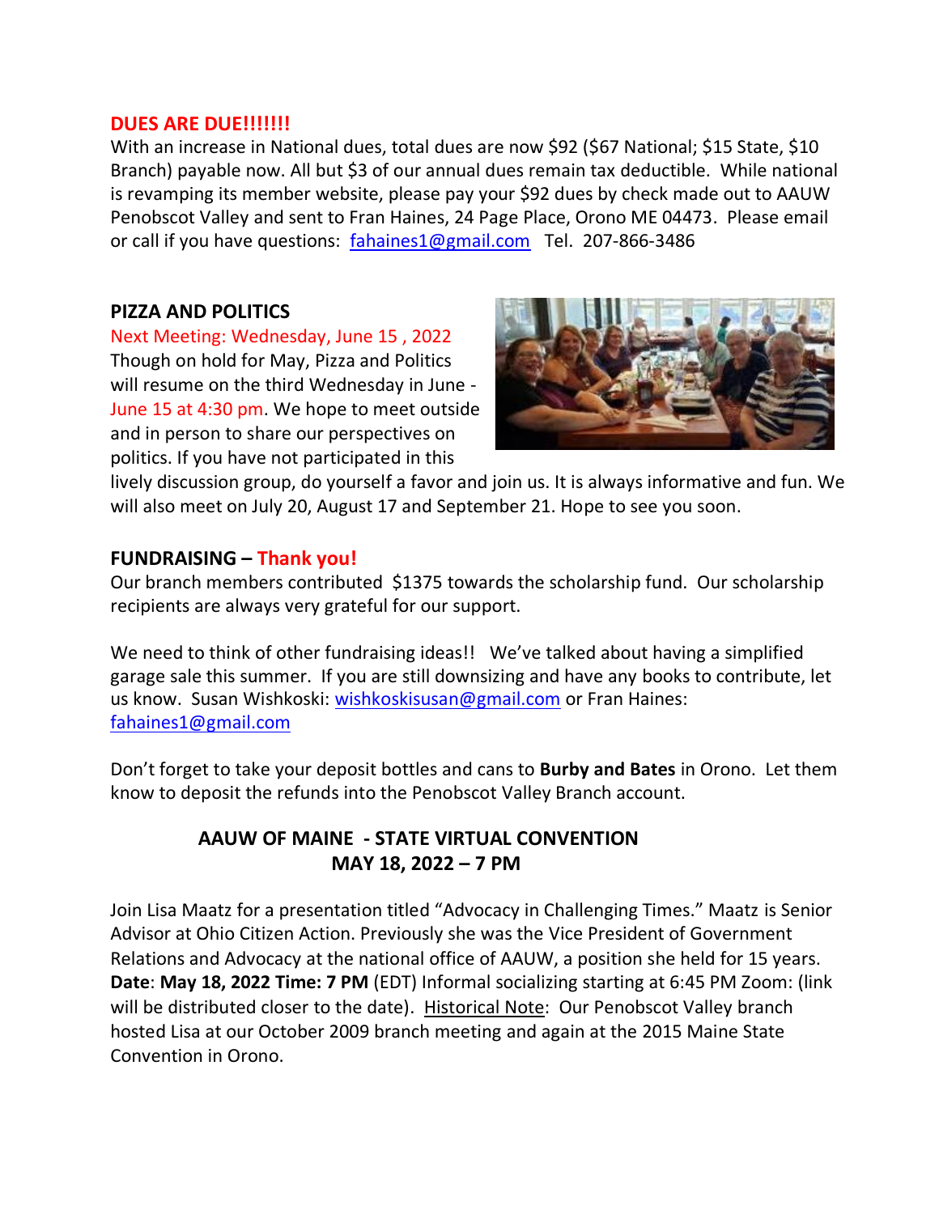## DUES ARE DUE!!!!!!!

With an increase in National dues, total dues are now $92 ($67 National; $15 State, $10 Branch) payable now. All but $3 of our annual dues remain tax deductible. While national is revamping its member website, please pay your $92 dues by check made out to AAUW Penobscot Valley and sent to Fran Haines, 24 Page Place, Orono ME 04473. Please email or call if you have questions: fahaines1@gmail.com Tel. 207-866-3486

## PIZZA AND POLITICS

Next Meeting: Wednesday, June 15 , 2022

Though on hold for May, Pizza and Politics will resume on the third Wednesday in June - June 15 at 4:30 pm. We hope to meet outside and in person to share our perspectives on politics. If you have not participated in this lively discussion group, do yourself a favor and join us. It is always informative and fun. We will also meet on July 20, August 17 and September 21. Hope to see you soon.

## FUNDRAISING – Thank you!

Our branch members contributed $1375 towards the scholarship fund. Our scholarship recipients are always very grateful for our support.

We need to think of other fundraising ideas!! We've talked about having a simplified garage sale this summer. If you are still downsizing and have any books to contribute, let us know. Susan Wishkoski: wishkoskisusan@gmail.com or Fran Haines: fahaines1@gmail.com

Don't forget to take your deposit bottles and cans to **Burby and Bates** in Orono. Let them know to deposit the refunds into the Penobscot Valley Branch account.

## AAUW OF MAINE - STATE VIRTUAL CONVENTION
## MAY 18, 2022 – 7 PM

Join Lisa Maatz for a presentation titled "Advocacy in Challenging Times." Maatz is Senior Advisor at Ohio Citizen Action. Previously she was the Vice President of Government Relations and Advocacy at the national office of AAUW, a position she held for 15 years. **Date**: **May 18, 2022 Time: 7 PM** (EDT) Informal socializing starting at 6:45 PM Zoom: (link will be distributed closer to the date). Historical Note: Our Penobscot Valley branch hosted Lisa at our October 2009 branch meeting and again at the 2015 Maine State Convention in Orono.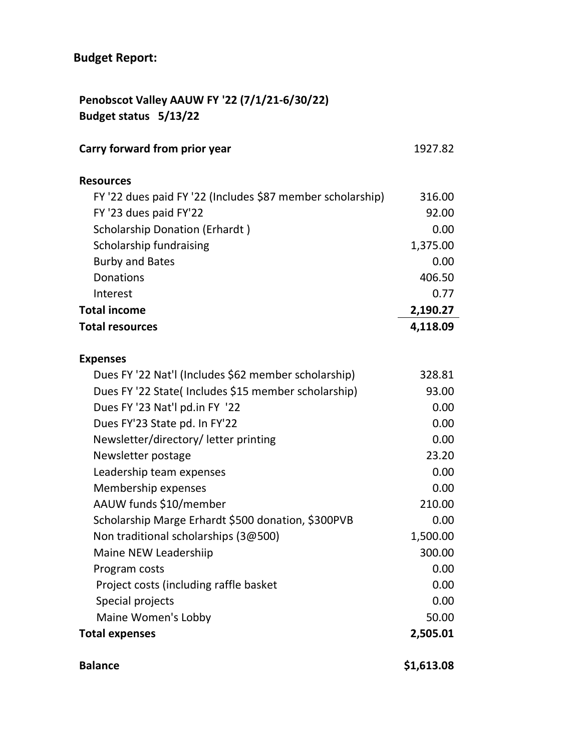**Budget Report:**

**Penobscot Valley AAUW FY '22 (7/1/21-6/30/22)**
**Budget status 5/13/22**

| | |
|---|---|
| **Carry forward from prior year** | 1927.82 |
| | |
| **Resources** | |
| FY '22 dues paid FY '22 (Includes $87 member scholarship) | 316.00 |
| FY '23 dues paid FY'22 | 92.00 |
| Scholarship Donation (Erhardt ) | 0.00 |
| Scholarship fundraising | 1,375.00 |
| Burby and Bates | 0.00 |
| Donations | 406.50 |
| Interest | 0.77 |
| **Total income** | **2,190.27** |
| **Total resources** | **4,118.09** |
| | |
| **Expenses** | |
| Dues FY '22 Nat'l (Includes $62 member scholarship) | 328.81 |
| Dues FY '22 State( Includes $15 member scholarship) | 93.00 |
| Dues FY '23 Nat'l pd.in FY '22 | 0.00 |
| Dues FY'23 State pd. In FY'22 | 0.00 |
| Newsletter/directory/ letter printing | 0.00 |
| Newsletter postage | 23.20 |
| Leadership team expenses | 0.00 |
| Membership expenses | 0.00 |
| AAUW funds $10/member | 210.00 |
| Scholarship Marge Erhardt $500 donation, $300PVB | 0.00 |
| Non traditional scholarships (3@500) | 1,500.00 |
| Maine NEW Leadershiip | 300.00 |
| Program costs | 0.00 |
| Project costs (including raffle basket | 0.00 |
| Special projects | 0.00 |
| Maine Women's Lobby | 50.00 |
| **Total expenses** | **2,505.01** |
| | |
| **Balance** | **$1,613.08** |